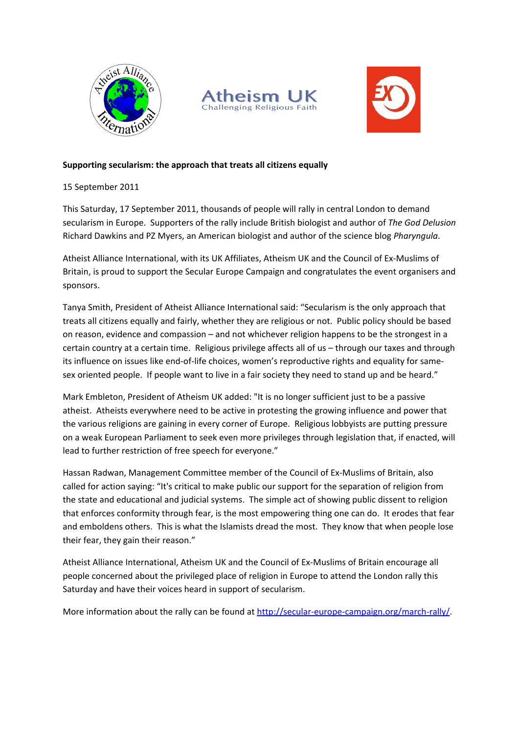**Supporting secularism: the approach that treats all citizens equally**

15 September 2011

This Saturday, 17 September 2011, thousands of people will rally in central London to demand secularism in Europe. Supporters of the rally include British biologist and author of *The God Delusion* Richard Dawkins and PZ Myers, an American biologist and author of the science blog *Pharyngula*.

Atheist Alliance International, with its UK Affiliates, Atheism UK and the Council of Ex-Muslims of Britain, is proud to support the Secular Europe Campaign and congratulates the event organisers and sponsors.

Tanya Smith, President of Atheist Alliance International said: "Secularism is the only approach that treats all citizens equally and fairly, whether they are religious or not. Public policy should be based on reason, evidence and compassion – and not whichever religion happens to be the strongest in a certain country at a certain time. Religious privilege affects all of us – through our taxes and through its influence on issues like end-of-life choices, women's reproductive rights and equality for same-sex oriented people. If people want to live in a fair society they need to stand up and be heard."

Mark Embleton, President of Atheism UK added: "It is no longer sufficient just to be a passive atheist. Atheists everywhere need to be active in protesting the growing influence and power that the various religions are gaining in every corner of Europe. Religious lobbyists are putting pressure on a weak European Parliament to seek even more privileges through legislation that, if enacted, will lead to further restriction of free speech for everyone."

Hassan Radwan, Management Committee member of the Council of Ex-Muslims of Britain, also called for action saying: "It's critical to make public our support for the separation of religion from the state and educational and judicial systems. The simple act of showing public dissent to religion that enforces conformity through fear, is the most empowering thing one can do. It erodes that fear and emboldens others. This is what the Islamists dread the most. They know that when people lose their fear, they gain their reason."

Atheist Alliance International, Atheism UK and the Council of Ex-Muslims of Britain encourage all people concerned about the privileged place of religion in Europe to attend the London rally this Saturday and have their voices heard in support of secularism.

More information about the rally can be found at http://secular-europe-campaign.org/march-rally/.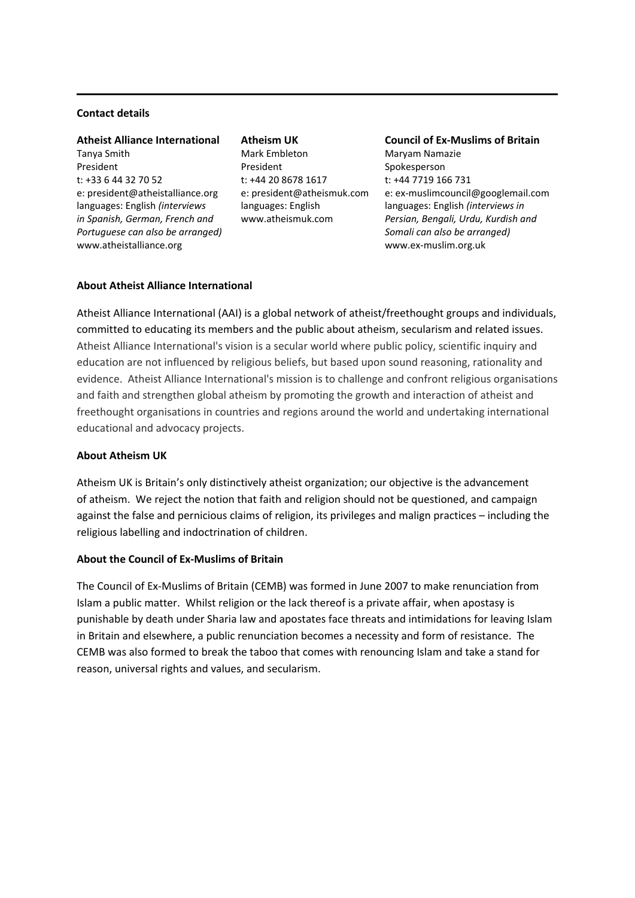**Contact details**

**Atheist Alliance International**
Tanya Smith
President
t: +33 6 44 32 70 52
e: president@atheistalliance.org
languages: English *(interviews in Spanish, German, French and Portuguese can also be arranged)*
www.atheistalliance.org

**Atheism UK**
Mark Embleton
President
t: +44 20 8678 1617
e: president@atheismuk.com
languages: English
www.atheismuk.com

**Council of Ex-Muslims of Britain**
Maryam Namazie
Spokesperson
t: +44 7719 166 731
e: ex-muslimcouncil@googlemail.com
languages: English *(interviews in Persian, Bengali, Urdu, Kurdish and Somali can also be arranged)*
www.ex-muslim.org.uk

**About Atheist Alliance International**

Atheist Alliance International (AAI) is a global network of atheist/freethought groups and individuals, committed to educating its members and the public about atheism, secularism and related issues. Atheist Alliance International's vision is a secular world where public policy, scientific inquiry and education are not influenced by religious beliefs, but based upon sound reasoning, rationality and evidence. Atheist Alliance International's mission is to challenge and confront religious organisations and faith and strengthen global atheism by promoting the growth and interaction of atheist and freethought organisations in countries and regions around the world and undertaking international educational and advocacy projects.

**About Atheism UK**

Atheism UK is Britain's only distinctively atheist organization; our objective is the advancement of atheism. We reject the notion that faith and religion should not be questioned, and campaign against the false and pernicious claims of religion, its privileges and malign practices – including the religious labelling and indoctrination of children.

**About the Council of Ex-Muslims of Britain**

The Council of Ex-Muslims of Britain (CEMB) was formed in June 2007 to make renunciation from Islam a public matter. Whilst religion or the lack thereof is a private affair, when apostasy is punishable by death under Sharia law and apostates face threats and intimidations for leaving Islam in Britain and elsewhere, a public renunciation becomes a necessity and form of resistance. The CEMB was also formed to break the taboo that comes with renouncing Islam and take a stand for reason, universal rights and values, and secularism.